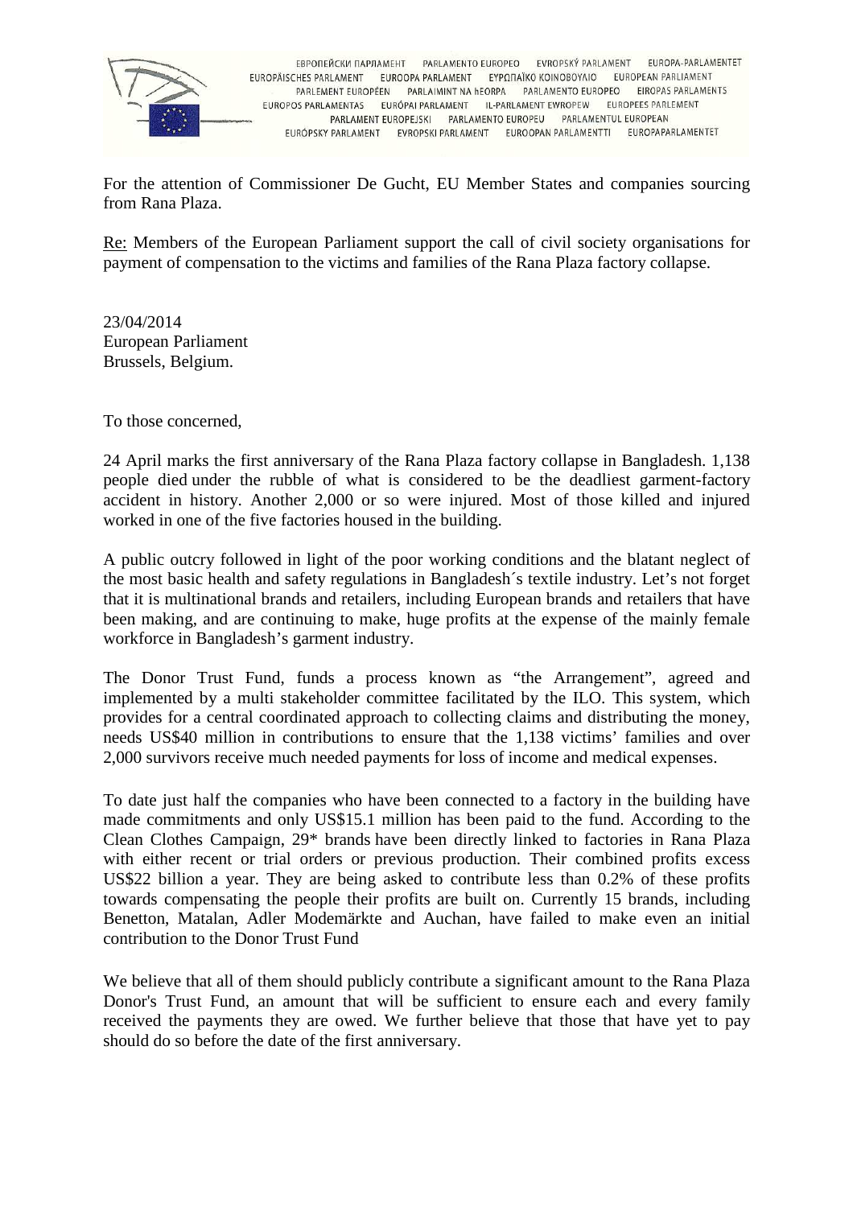ЕВРОПЕЙСКИ ПАРЛАМЕНТ PARLAMENTO EUROPEO EVROPSKÝ PARLAMENT EUROPA-PARLAMENTET EUROPÄISCHES PARLAMENT EUROOPA PARLAMENT ΕΥΡΩΠΑΪΚΟ ΚΟΙΝΟΒΟΥΛΙΟ EUROPEAN PARLIAMENT PARLEMENT EUROPÉEN PARLAIMINT NA hEORPA PARLAMENTO EUROPEO EIROPAS PARLAMENTS EUROPOS PARLAMENTAS EURÓPAI PARLAMENT IL-PARLAMENT EWROPEW EUROPEES PARLEMENT PARLAMENT EUROPEJSKI PARLAMENTO EUROPEU PARLAMENTUL EUROPEAN EURÓPSKY PARLAMENT EVROPSKI PARLAMENT EUROOPAN PARLAMENTTI EUROPAPARLAMENTET

For the attention of Commissioner De Gucht, EU Member States and companies sourcing from Rana Plaza.

Re: Members of the European Parliament support the call of civil society organisations for payment of compensation to the victims and families of the Rana Plaza factory collapse.

23/04/2014
European Parliament
Brussels, Belgium.

To those concerned,

24 April marks the first anniversary of the Rana Plaza factory collapse in Bangladesh. 1,138 people died under the rubble of what is considered to be the deadliest garment-factory accident in history. Another 2,000 or so were injured. Most of those killed and injured worked in one of the five factories housed in the building.

A public outcry followed in light of the poor working conditions and the blatant neglect of the most basic health and safety regulations in Bangladesh´s textile industry. Let's not forget that it is multinational brands and retailers, including European brands and retailers that have been making, and are continuing to make, huge profits at the expense of the mainly female workforce in Bangladesh's garment industry.

The Donor Trust Fund, funds a process known as "the Arrangement", agreed and implemented by a multi stakeholder committee facilitated by the ILO. This system, which provides for a central coordinated approach to collecting claims and distributing the money, needs US$40 million in contributions to ensure that the 1,138 victims' families and over 2,000 survivors receive much needed payments for loss of income and medical expenses.

To date just half the companies who have been connected to a factory in the building have made commitments and only US$15.1 million has been paid to the fund. According to the Clean Clothes Campaign, 29* brands have been directly linked to factories in Rana Plaza with either recent or trial orders or previous production. Their combined profits excess US$22 billion a year. They are being asked to contribute less than 0.2% of these profits towards compensating the people their profits are built on. Currently 15 brands, including Benetton, Matalan, Adler Modemärkte and Auchan, have failed to make even an initial contribution to the Donor Trust Fund

We believe that all of them should publicly contribute a significant amount to the Rana Plaza Donor's Trust Fund, an amount that will be sufficient to ensure each and every family received the payments they are owed. We further believe that those that have yet to pay should do so before the date of the first anniversary.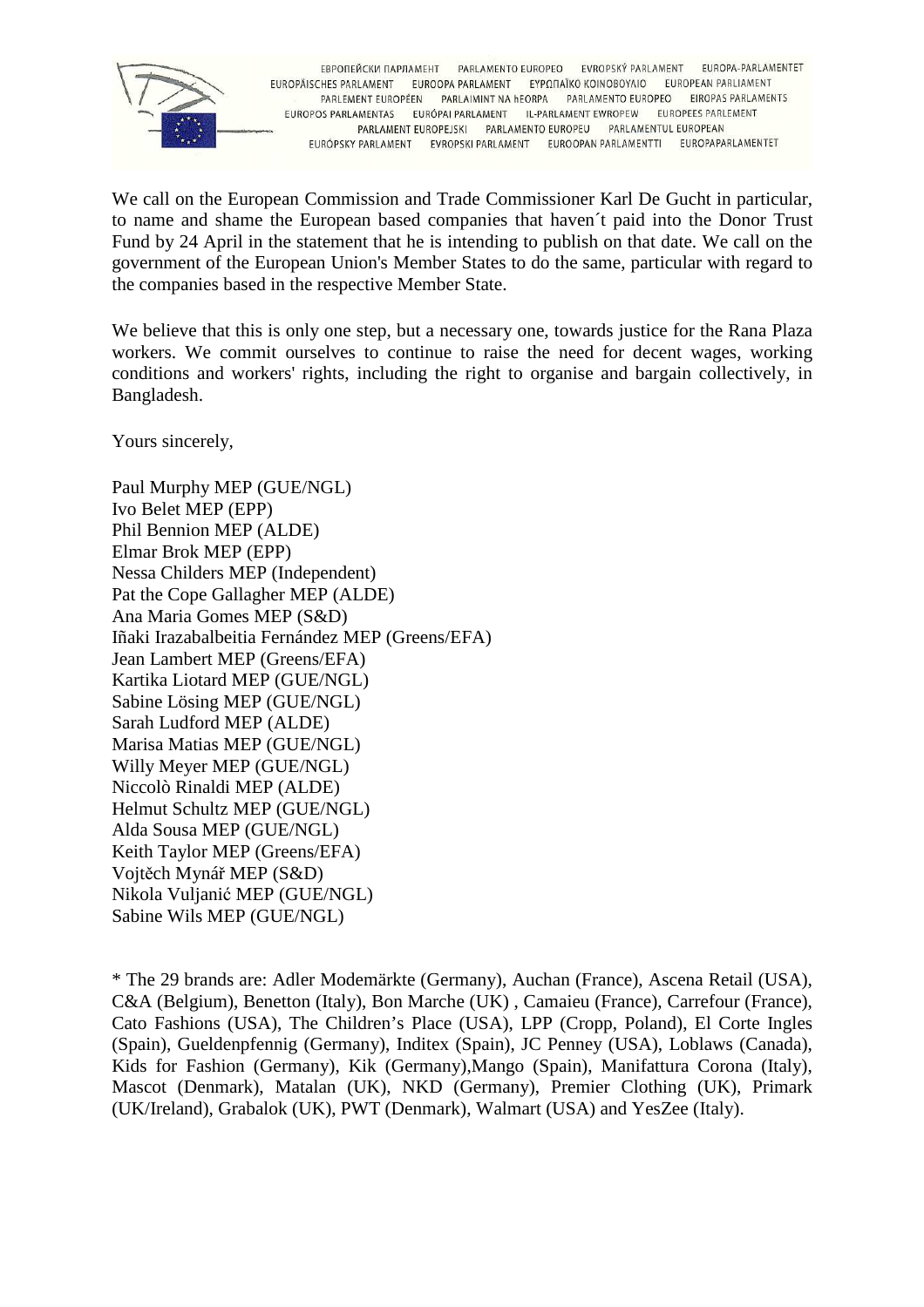We call on the European Commission and Trade Commissioner Karl De Gucht in particular, to name and shame the European based companies that haven´t paid into the Donor Trust Fund by 24 April in the statement that he is intending to publish on that date. We call on the government of the European Union's Member States to do the same, particular with regard to the companies based in the respective Member State.

We believe that this is only one step, but a necessary one, towards justice for the Rana Plaza workers. We commit ourselves to continue to raise the need for decent wages, working conditions and workers' rights, including the right to organise and bargain collectively, in Bangladesh.

Yours sincerely,

Paul Murphy MEP (GUE/NGL)
Ivo Belet MEP (EPP)
Phil Bennion MEP (ALDE)
Elmar Brok MEP (EPP)
Nessa Childers MEP (Independent)
Pat the Cope Gallagher MEP (ALDE)
Ana Maria Gomes MEP (S&D)
Iñaki Irazabalbeitia Fernández MEP (Greens/EFA)
Jean Lambert MEP (Greens/EFA)
Kartika Liotard MEP (GUE/NGL)
Sabine Lösing MEP (GUE/NGL)
Sarah Ludford MEP (ALDE)
Marisa Matias MEP (GUE/NGL)
Willy Meyer MEP (GUE/NGL)
Niccolò Rinaldi MEP (ALDE)
Helmut Schultz MEP (GUE/NGL)
Alda Sousa MEP (GUE/NGL)
Keith Taylor MEP (Greens/EFA)
Vojtěch Mynář MEP (S&D)
Nikola Vuljanić MEP (GUE/NGL)
Sabine Wils MEP (GUE/NGL)

* The 29 brands are: Adler Modemärkte (Germany), Auchan (France), Ascena Retail (USA), C&A (Belgium), Benetton (Italy), Bon Marche (UK) , Camaieu (France), Carrefour (France), Cato Fashions (USA), The Children's Place (USA), LPP (Cropp, Poland), El Corte Ingles (Spain), Gueldenpfennig (Germany), Inditex (Spain), JC Penney (USA), Loblaws (Canada), Kids for Fashion (Germany), Kik (Germany),Mango (Spain), Manifattura Corona (Italy), Mascot (Denmark), Matalan (UK), NKD (Germany), Premier Clothing (UK), Primark (UK/Ireland), Grabalok (UK), PWT (Denmark), Walmart (USA) and YesZee (Italy).